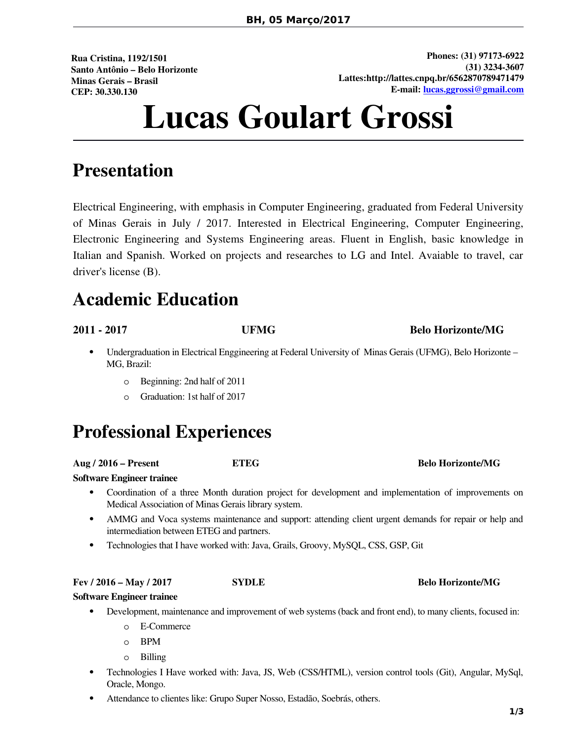BH, 05 Março/2017

**Rua Cristina, 1192/1501**
**Santo Antônio – Belo Horizonte**
**Minas Gerais – Brasil**
**CEP: 30.330.130**

**Phones: (31) 97173-6922**
**(31) 3234-3607**
**Lattes:http://lattes.cnpq.br/6562870789471479**
**E-mail: lucas.ggrossi@gmail.com**

# Lucas Goulart Grossi

## Presentation

Electrical Engineering, with emphasis in Computer Engineering, graduated from Federal University of Minas Gerais in July / 2017. Interested in Electrical Engineering, Computer Engineering, Electronic Engineering and Systems Engineering areas. Fluent in English, basic knowledge in Italian and Spanish. Worked on projects and researches to LG and Intel. Avaiable to travel, car driver's license (B).

## Academic Education

**2011 - 2017** **UFMG** **Belo Horizonte/MG**

- Undergraduation in Electrical Enggineering at Federal University of Minas Gerais (UFMG), Belo Horizonte – MG, Brazil:
  - Beginning: 2nd half of 2011
  - Graduation: 1st half of 2017

## Professional Experiences

**Aug / 2016 – Present** **ETEG** **Belo Horizonte/MG**

**Software Engineer trainee**

- Coordination of a three Month duration project for development and implementation of improvements on Medical Association of Minas Gerais library system.
- AMMG and Voca systems maintenance and support: attending client urgent demands for repair or help and intermediation between ETEG and partners.
- Technologies that I have worked with: Java, Grails, Groovy, MySQL, CSS, GSP, Git

**Fev / 2016 – May / 2017** **SYDLE** **Belo Horizonte/MG**

**Software Engineer trainee**

- Development, maintenance and improvement of web systems (back and front end), to many clients, focused in:
  - E-Commerce
  - BPM
  - Billing
- Technologies I Have worked with: Java, JS, Web (CSS/HTML), version control tools (Git), Angular, MySql, Oracle, Mongo.
- Attendance to clientes like: Grupo Super Nosso, Estadão, Soebrás, others.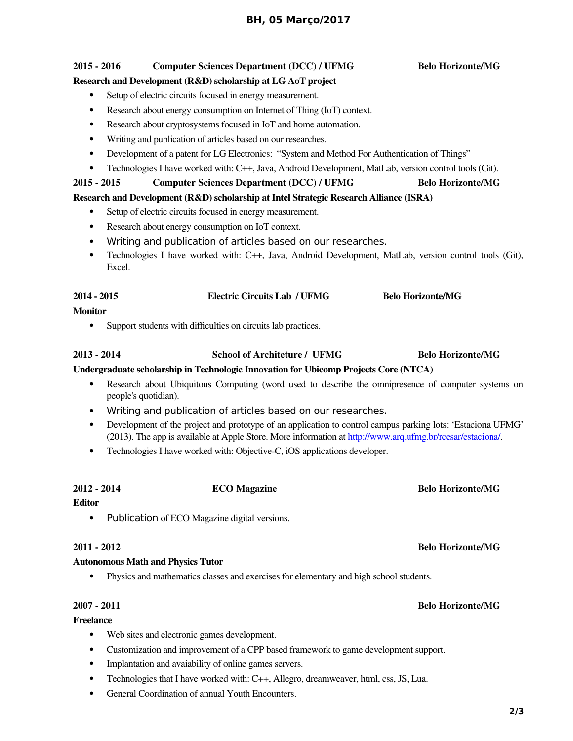**2015 - 2016** **Computer Sciences Department (DCC) / UFMG** **Belo Horizonte/MG**

**Research and Development (R&D) scholarship at LG AoT project**

- Setup of electric circuits focused in energy measurement.
- Research about energy consumption on Internet of Thing (IoT) context.
- Research about cryptosystems focused in IoT and home automation.
- Writing and publication of articles based on our researches.
- Development of a patent for LG Electronics: "System and Method For Authentication of Things"
- Technologies I have worked with: C++, Java, Android Development, MatLab, version control tools (Git).

**2015 - 2015** **Computer Sciences Department (DCC) / UFMG** **Belo Horizonte/MG**

**Research and Development (R&D) scholarship at Intel Strategic Research Alliance (ISRA)**

- Setup of electric circuits focused in energy measurement.
- Research about energy consumption on IoT context.
- Writing and publication of articles based on our researches.
- Technologies I have worked with: C++, Java, Android Development, MatLab, version control tools (Git), Excel.

**2014 - 2015** **Electric Circuits Lab / UFMG** **Belo Horizonte/MG**

**Monitor**

- Support students with difficulties on circuits lab practices.

**2013 - 2014** **School of Architeture / UFMG** **Belo Horizonte/MG**

**Undergraduate scholarship in Technologic Innovation for Ubicomp Projects Core (NTCA)**

- Research about Ubiquitous Computing (word used to describe the omnipresence of computer systems on people's quotidian).
- Writing and publication of articles based on our researches.
- Development of the project and prototype of an application to control campus parking lots: 'Estaciona UFMG' (2013). The app is available at Apple Store. More information at http://www.arq.ufmg.br/rcesar/estaciona/.
- Technologies I have worked with: Objective-C, iOS applications developer.

**2012 - 2014** **ECO Magazine** **Belo Horizonte/MG**

**Editor**

- Publication of ECO Magazine digital versions.

**2011 - 2012** **Belo Horizonte/MG**

**Autonomous Math and Physics Tutor**

- Physics and mathematics classes and exercises for elementary and high school students.

**2007 - 2011** **Belo Horizonte/MG**

**Freelance**

- Web sites and electronic games development.
- Customization and improvement of a CPP based framework to game development support.
- Implantation and avaiability of online games servers.
- Technologies that I have worked with: C++, Allegro, dreamweaver, html, css, JS, Lua.
- General Coordination of annual Youth Encounters.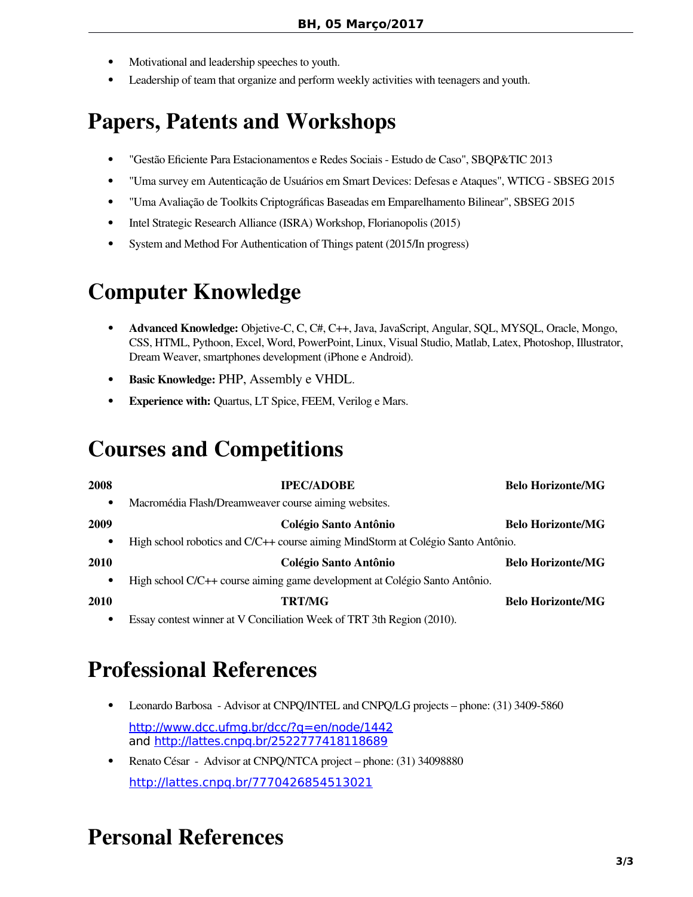- Motivational and leadership speeches to youth.
- Leadership of team that organize and perform weekly activities with teenagers and youth.

# Papers, Patents and Workshops

- "Gestão Eficiente Para Estacionamentos e Redes Sociais - Estudo de Caso", SBQP&TIC 2013
- "Uma survey em Autenticação de Usuários em Smart Devices: Defesas e Ataques", WTICG - SBSEG 2015
- "Uma Avaliação de Toolkits Criptográficas Baseadas em Emparelhamento Bilinear", SBSEG 2015
- Intel Strategic Research Alliance (ISRA) Workshop, Florianopolis (2015)
- System and Method For Authentication of Things patent (2015/In progress)

# Computer Knowledge

- **Advanced Knowledge:** Objetive-C, C, C#, C++, Java, JavaScript, Angular, SQL, MYSQL, Oracle, Mongo, CSS, HTML, Pythoon, Excel, Word, PowerPoint, Linux, Visual Studio, Matlab, Latex, Photoshop, Illustrator, Dream Weaver, smartphones development (iPhone e Android).
- **Basic Knowledge:** PHP, Assembly e VHDL.
- **Experience with:** Quartus, LT Spice, FEEM, Verilog e Mars.

# Courses and Competitions

**2008** — **IPEC/ADOBE** — **Belo Horizonte/MG**

- Macromédia Flash/Dreamweaver course aiming websites.

**2009** — **Colégio Santo Antônio** — **Belo Horizonte/MG**

- High school robotics and C/C++ course aiming MindStorm at Colégio Santo Antônio.

**2010** — **Colégio Santo Antônio** — **Belo Horizonte/MG**

- High school C/C++ course aiming game development at Colégio Santo Antônio.

**2010** — **TRT/MG** — **Belo Horizonte/MG**

- Essay contest winner at V Conciliation Week of TRT 3th Region (2010).

# Professional References

- Leonardo Barbosa - Advisor at CNPQ/INTEL and CNPQ/LG projects – phone: (31) 3409-5860

  http://www.dcc.ufmg.br/dcc/?q=en/node/1442
  and http://lattes.cnpq.br/2522777418118689

- Renato César - Advisor at CNPQ/NTCA project – phone: (31) 34098880

  http://lattes.cnpq.br/7770426854513021

# Personal References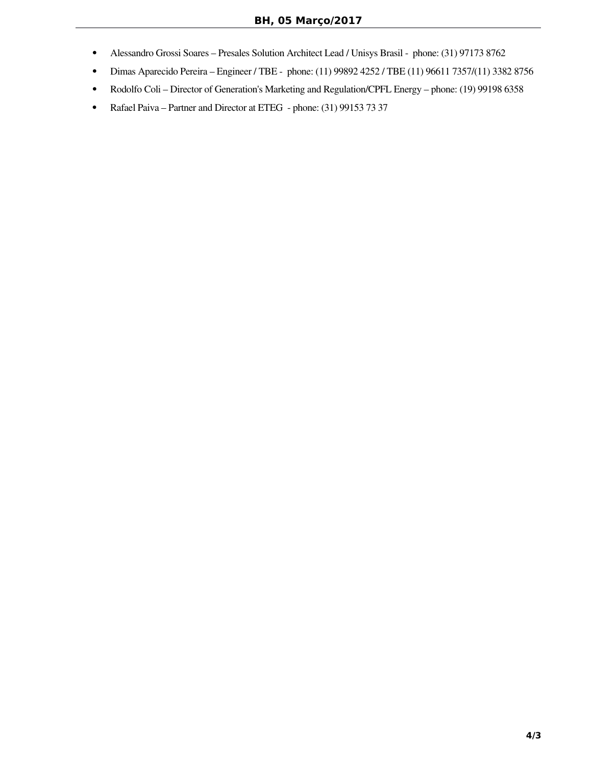- Alessandro Grossi Soares – Presales Solution Architect Lead / Unisys Brasil - phone: (31) 97173 8762
- Dimas Aparecido Pereira – Engineer / TBE - phone: (11) 99892 4252 / TBE (11) 96611 7357/(11) 3382 8756
- Rodolfo Coli – Director of Generation's Marketing and Regulation/CPFL Energy – phone: (19) 99198 6358
- Rafael Paiva – Partner and Director at ETEG - phone: (31) 99153 73 37